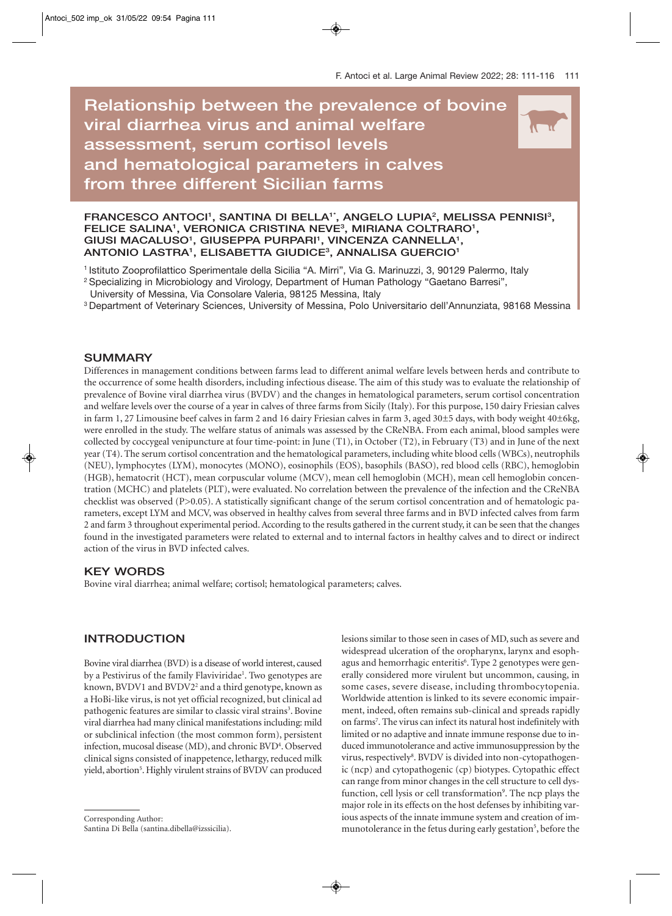# Relationship between the prevalence of bovine viral diarrhea virus and animal welfare assessment, serum cortisol levels and hematological parameters in calves from three different Sicilian farms

**FRANCESCO ANTOCI[1], SANTINA DI BELLA[1*], ANGELO LUPIA[2], MELISSA PENNISI[3], FELICE SALINA[1], VERONICA CRISTINA NEVE[3], MIRIANA COLTRARO[1], GIUSI MACALUSO[1], GIUSEPPA PURPARI[1], VINCENZA CANNELLA[1], ANTONIO LASTRA[1], ELISABETTA GIUDICE[3], ANNALISA GUERCIO[1]**

[1] Istituto Zooprofilattico Sperimentale della Sicilia "A. Mirri", Via G. Marinuzzi, 3, 90129 Palermo, Italy

[2] Specializing in Microbiology and Virology, Department of Human Pathology "Gaetano Barresi", University of Messina, Via Consolare Valeria, 98125 Messina, Italy

[3] Department of Veterinary Sciences, University of Messina, Polo Universitario dell'Annunziata, 98168 Messina

## SUMMARY

Differences in management conditions between farms lead to different animal welfare levels between herds and contribute to the occurrence of some health disorders, including infectious disease. The aim of this study was to evaluate the relationship of prevalence of Bovine viral diarrhea virus (BVDV) and the changes in hematological parameters, serum cortisol concentration and welfare levels over the course of a year in calves of three farms from Sicily (Italy). For this purpose, 150 dairy Friesian calves in farm 1, 27 Limousine beef calves in farm 2 and 16 dairy Friesian calves in farm 3, aged 30±5 days, with body weight 40±6kg, were enrolled in the study. The welfare status of animals was assessed by the CReNBA. From each animal, blood samples were collected by coccygeal venipuncture at four time-point: in June (T1), in October (T2), in February (T3) and in June of the next year (T4). The serum cortisol concentration and the hematological parameters, including white blood cells (WBCs), neutrophils (NEU), lymphocytes (LYM), monocytes (MONO), eosinophils (EOS), basophils (BASO), red blood cells (RBC), hemoglobin (HGB), hematocrit (HCT), mean corpuscular volume (MCV), mean cell hemoglobin (MCH), mean cell hemoglobin concentration (MCHC) and platelets (PLT), were evaluated. No correlation between the prevalence of the infection and the CReNBA checklist was observed ($P>0.05$). A statistically significant change of the serum cortisol concentration and of hematologic parameters, except LYM and MCV, was observed in healthy calves from several three farms and in BVD infected calves from farm 2 and farm 3 throughout experimental period. According to the results gathered in the current study, it can be seen that the changes found in the investigated parameters were related to external and to internal factors in healthy calves and to direct or indirect action of the virus in BVD infected calves.

## KEY WORDS

Bovine viral diarrhea; animal welfare; cortisol; hematological parameters; calves.

## INTRODUCTION

Bovine viral diarrhea (BVD) is a disease of world interest, caused by a Pestivirus of the family Flaviviridae[1]. Two genotypes are known, BVDV1 and BVDV2[2] and a third genotype, known as a HoBi-like virus, is not yet official recognized, but clinical ad pathogenic features are similar to classic viral strains[3]. Bovine viral diarrhea had many clinical manifestations including: mild or subclinical infection (the most common form), persistent infection, mucosal disease (MD), and chronic BVD[4]. Observed clinical signs consisted of inappetence, lethargy, reduced milk yield, abortion[5]. Highly virulent strains of BVDV can produced lesions similar to those seen in cases of MD, such as severe and widespread ulceration of the oropharynx, larynx and esophagus and hemorrhagic enteritis[6]. Type 2 genotypes were generally considered more virulent but uncommon, causing, in some cases, severe disease, including thrombocytopenia. Worldwide attention is linked to its severe economic impairment, indeed, often remains sub-clinical and spreads rapidly on farms[7]. The virus can infect its natural host indefinitely with limited or no adaptive and innate immune response due to induced immunotolerance and active immunosuppression by the virus, respectively[8]. BVDV is divided into non-cytopathogenic (ncp) and cytopathogenic (cp) biotypes. Cytopathic effect can range from minor changes in the cell structure to cell dysfunction, cell lysis or cell transformation[9]. The ncp plays the major role in its effects on the host defenses by inhibiting various aspects of the innate immune system and creation of immunotolerance in the fetus during early gestation[5], before the

Corresponding Author:
Santina Di Bella (santina.dibella@izssicilia).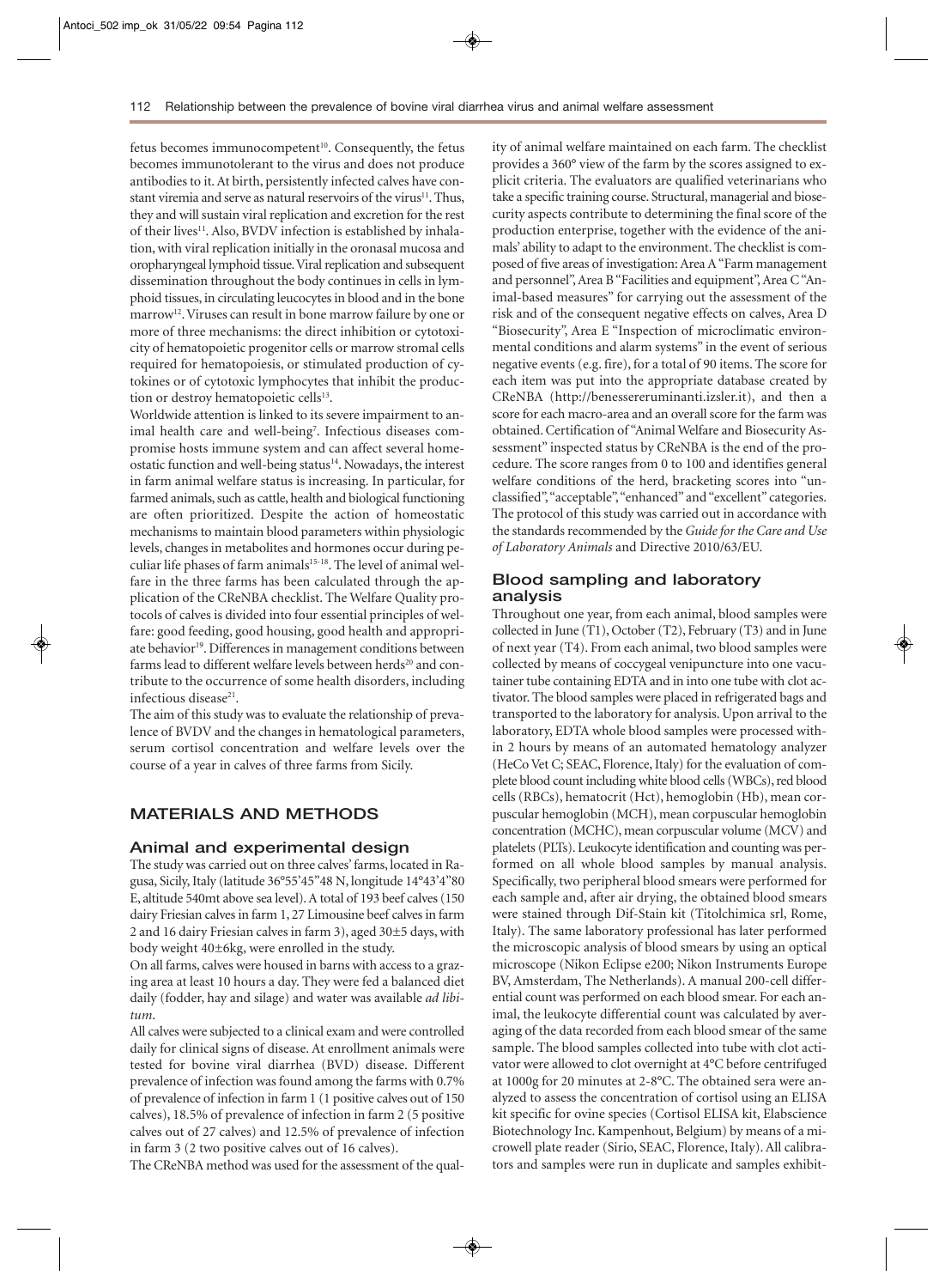fetus becomes immunocompetent[10]. Consequently, the fetus becomes immunotolerant to the virus and does not produce antibodies to it. At birth, persistently infected calves have constant viremia and serve as natural reservoirs of the virus[11]. Thus, they and will sustain viral replication and excretion for the rest of their lives[11]. Also, BVDV infection is established by inhalation, with viral replication initially in the oronasal mucosa and oropharyngeal lymphoid tissue. Viral replication and subsequent dissemination throughout the body continues in cells in lymphoid tissues, in circulating leucocytes in blood and in the bone marrow[12]. Viruses can result in bone marrow failure by one or more of three mechanisms: the direct inhibition or cytotoxicity of hematopoietic progenitor cells or marrow stromal cells required for hematopoiesis, or stimulated production of cytokines or of cytotoxic lymphocytes that inhibit the production or destroy hematopoietic cells[13].

Worldwide attention is linked to its severe impairment to animal health care and well-being[7]. Infectious diseases compromise hosts immune system and can affect several homeostatic function and well-being status[14]. Nowadays, the interest in farm animal welfare status is increasing. In particular, for farmed animals, such as cattle, health and biological functioning are often prioritized. Despite the action of homeostatic mechanisms to maintain blood parameters within physiologic levels, changes in metabolites and hormones occur during peculiar life phases of farm animals[15-18]. The level of animal welfare in the three farms has been calculated through the application of the CReNBA checklist. The Welfare Quality protocols of calves is divided into four essential principles of welfare: good feeding, good housing, good health and appropriate behavior[19]. Differences in management conditions between farms lead to different welfare levels between herds[20] and contribute to the occurrence of some health disorders, including infectious disease[21].

The aim of this study was to evaluate the relationship of prevalence of BVDV and the changes in hematological parameters, serum cortisol concentration and welfare levels over the course of a year in calves of three farms from Sicily.

## MATERIALS AND METHODS

### Animal and experimental design

The study was carried out on three calves' farms, located in Ragusa, Sicily, Italy (latitude 36°55'45"48 N, longitude 14°43'4"80 E, altitude 540mt above sea level). A total of 193 beef calves (150 dairy Friesian calves in farm 1, 27 Limousine beef calves in farm 2 and 16 dairy Friesian calves in farm 3), aged 30±5 days, with body weight 40±6kg, were enrolled in the study.

On all farms, calves were housed in barns with access to a grazing area at least 10 hours a day. They were fed a balanced diet daily (fodder, hay and silage) and water was available *ad libitum*.

All calves were subjected to a clinical exam and were controlled daily for clinical signs of disease. At enrollment animals were tested for bovine viral diarrhea (BVD) disease. Different prevalence of infection was found among the farms with 0.7% of prevalence of infection in farm 1 (1 positive calves out of 150 calves), 18.5% of prevalence of infection in farm 2 (5 positive calves out of 27 calves) and 12.5% of prevalence of infection in farm 3 (2 two positive calves out of 16 calves).

The CReNBA method was used for the assessment of the quality of animal welfare maintained on each farm. The checklist provides a 360° view of the farm by the scores assigned to explicit criteria. The evaluators are qualified veterinarians who take a specific training course. Structural, managerial and biosecurity aspects contribute to determining the final score of the production enterprise, together with the evidence of the animals' ability to adapt to the environment. The checklist is composed of five areas of investigation: Area A "Farm management and personnel", Area B "Facilities and equipment", Area C "Animal-based measures" for carrying out the assessment of the risk and of the consequent negative effects on calves, Area D "Biosecurity", Area E "Inspection of microclimatic environmental conditions and alarm systems" in the event of serious negative events (e.g. fire), for a total of 90 items. The score for each item was put into the appropriate database created by CReNBA (http://benessereruminanti.izsler.it), and then a score for each macro-area and an overall score for the farm was obtained. Certification of "Animal Welfare and Biosecurity Assessment" inspected status by CReNBA is the end of the procedure. The score ranges from 0 to 100 and identifies general welfare conditions of the herd, bracketing scores into "unclassified", "acceptable", "enhanced" and "excellent" categories. The protocol of this study was carried out in accordance with the standards recommended by the *Guide for the Care and Use of Laboratory Animals* and Directive 2010/63/EU.

### Blood sampling and laboratory analysis

Throughout one year, from each animal, blood samples were collected in June (T1), October (T2), February (T3) and in June of next year (T4). From each animal, two blood samples were collected by means of coccygeal venipuncture into one vacutainer tube containing EDTA and in into one tube with clot activator. The blood samples were placed in refrigerated bags and transported to the laboratory for analysis. Upon arrival to the laboratory, EDTA whole blood samples were processed within 2 hours by means of an automated hematology analyzer (HeCo Vet C; SEAC, Florence, Italy) for the evaluation of complete blood count including white blood cells (WBCs), red blood cells (RBCs), hematocrit (Hct), hemoglobin (Hb), mean corpuscular hemoglobin (MCH), mean corpuscular hemoglobin concentration (MCHC), mean corpuscular volume (MCV) and platelets (PLTs). Leukocyte identification and counting was performed on all whole blood samples by manual analysis. Specifically, two peripheral blood smears were performed for each sample and, after air drying, the obtained blood smears were stained through Dif-Stain kit (Titolchimica srl, Rome, Italy). The same laboratory professional has later performed the microscopic analysis of blood smears by using an optical microscope (Nikon Eclipse e200; Nikon Instruments Europe BV, Amsterdam, The Netherlands). A manual 200-cell differential count was performed on each blood smear. For each animal, the leukocyte differential count was calculated by averaging of the data recorded from each blood smear of the same sample. The blood samples collected into tube with clot activator were allowed to clot overnight at 4°C before centrifuged at 1000g for 20 minutes at 2-8°C. The obtained sera were analyzed to assess the concentration of cortisol using an ELISA kit specific for ovine species (Cortisol ELISA kit, Elabscience Biotechnology Inc. Kampenhout, Belgium) by means of a microwell plate reader (Sirio, SEAC, Florence, Italy). All calibrators and samples were run in duplicate and samples exhibit-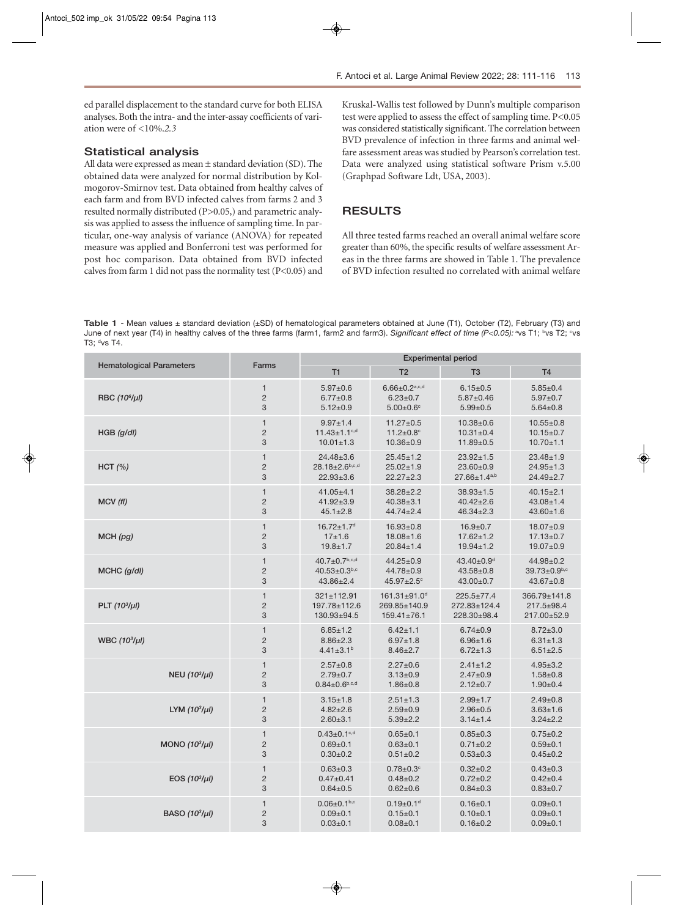ed parallel displacement to the standard curve for both ELISA analyses. Both the intra- and the inter-assay coefficients of variation were of <10%.*2.3*

## Statistical analysis

All data were expressed as mean ± standard deviation (SD). The obtained data were analyzed for normal distribution by Kolmogorov-Smirnov test. Data obtained from healthy calves of each farm and from BVD infected calves from farms 2 and 3 resulted normally distributed ($P>0.05$,) and parametric analysis was applied to assess the influence of sampling time. In particular, one-way analysis of variance (ANOVA) for repeated measure was applied and Bonferroni test was performed for post hoc comparison. Data obtained from BVD infected calves from farm 1 did not pass the normality test ($P<0.05$) and Kruskal-Wallis test followed by Dunn's multiple comparison test were applied to assess the effect of sampling time. $P<0.05$ was considered statistically significant. The correlation between BVD prevalence of infection in three farms and animal welfare assessment areas was studied by Pearson's correlation test. Data were analyzed using statistical software Prism v.5.00 (Graphpad Software Ldt, USA, 2003).

# RESULTS

All three tested farms reached an overall animal welfare score greater than 60%, the specific results of welfare assessment Areas in the three farms are showed in Table 1. The prevalence of BVD infection resulted no correlated with animal welfare

**Table 1** - Mean values ± standard deviation (±SD) of hematological parameters obtained at June (T1), October (T2), February (T3) and June of next year (T4) in healthy calves of the three farms (farm1, farm2 and farm3). *Significant effect of time (P<0.05):* [a]vs T1; [b]vs T2; [c]vs T3; [d]vs T4.

| Hematological Parameters | Farms | Experimental period | | | |
|---|---|---|---|---|---|
| | | T1 | T2 | T3 | T4 |
| RBC *($10^6$/μl)* | 1 | 5.97±0.6 | 6.66±0.2[a,c,d] | 6.15±0.5 | 5.85±0.4 |
| | 2 | 6.77±0.8 | 6.23±0.7 | 5.87±0.46 | 5.97±0.7 |
| | 3 | 5.12±0.9 | 5.00±0.6[c] | 5.99±0.5 | 5.64±0.8 |
| HGB *(g/dl)* | 1 | 9.97±1.4 | 11.27±0.5 | 10.38±0.6 | 10.55±0.8 |
| | 2 | 11.43±1.1[c,d] | 11.2±0.8[c] | 10.31±0.4 | 10.15±0.7 |
| | 3 | 10.01±1.3 | 10.36±0.9 | 11.89±0.5 | 10.70±1.1 |
| HCT *(%)* | 1 | 24.48±3.6 | 25.45±1.2 | 23.92±1.5 | 23.48±1.9 |
| | 2 | 28.18±2.6[b,c,d] | 25.02±1.9 | 23.60±0.9 | 24.95±1.3 |
| | 3 | 22.93±3.6 | 22.27±2.3 | 27.66±1.4[a,b] | 24.49±2.7 |
| MCV *(fl)* | 1 | 41.05±4.1 | 38.28±2.2 | 38.93±1.5 | 40.15±2.1 |
| | 2 | 41.92±3.9 | 40.38±3.1 | 40.42±2.6 | 43.08±1.4 |
| | 3 | 45.1±2.8 | 44.74±2.4 | 46.34±2.3 | 43.60±1.6 |
| MCH *(pg)* | 1 | 16.72±1.7[d] | 16.93±0.8 | 16.9±0.7 | 18.07±0.9 |
| | 2 | 17±1.6 | 18.08±1.6 | 17.62±1.2 | 17.13±0.7 |
| | 3 | 19.8±1.7 | 20.84±1.4 | 19.94±1.2 | 19.07±0.9 |
| MCHC *(g/dl)* | 1 | 40.7±0.7[b,c,d] | 44.25±0.9 | 43.40±0.9[d] | 44.98±0.2 |
| | 2 | 40.53±0.3[b,c] | 44.78±0.9 | 43.58±0.8 | 39.73±0.9[b,c] |
| | 3 | 43.86±2.4 | 45.97±2.5[c] | 43.00±0.7 | 43.67±0.8 |
| PLT *($10^3$/μl)* | 1 | 321±112.91 | 161.31±91.0[d] | 225.5±77.4 | 366.79±141.8 |
| | 2 | 197.78±112.6 | 269.85±140.9 | 272.83±124.4 | 217.5±98.4 |
| | 3 | 130.93±94.5 | 159.41±76.1 | 228.30±98.4 | 217.00±52.9 |
| WBC *($10^3$/μl)* | 1 | 6.85±1.2 | 6.42±1.1 | 6.74±0.9 | 8.72±3.0 |
| | 2 | 8.86±2.3 | 6.97±1.8 | 6.96±1.6 | 6.31±1.3 |
| | 3 | 4.41±3.1[b] | 8.46±2.7 | 6.72±1.3 | 6.51±2.5 |
| NEU *($10^3$/μl)* | 1 | 2.57±0.8 | 2.27±0.6 | 2.41±1.2 | 4.95±3.2 |
| | 2 | 2.79±0.7 | 3.13±0.9 | 2.47±0.9 | 1.58±0.8 |
| | 3 | 0.84±0.6[b,c,d] | 1.86±0.8 | 2.12±0.7 | 1.90±0.4 |
| LYM *($10^3$/μl)* | 1 | 3.15±1.8 | 2.51±1.3 | 2.99±1.7 | 2.49±0.8 |
| | 2 | 4.82±2.6 | 2.59±0.9 | 2.96±0.5 | 3.63±1.6 |
| | 3 | 2.60±3.1 | 5.39±2.2 | 3.14±1.4 | 3.24±2.2 |
| MONO *($10^3$/μl)* | 1 | 0.43±0.1[c,d] | 0.65±0.1 | 0.85±0.3 | 0.75±0.2 |
| | 2 | 0.69±0.1 | 0.63±0.1 | 0.71±0.2 | 0.59±0.1 |
| | 3 | 0.30±0.2 | 0.51±0.2 | 0.53±0.3 | 0.45±0.2 |
| EOS *($10^3$/μl)* | 1 | 0.63±0.3 | 0.78±0.3[c] | 0.32±0.2 | 0.43±0.3 |
| | 2 | 0.47±0.41 | 0.48±0.2 | 0.72±0.2 | 0.42±0.4 |
| | 3 | 0.64±0.5 | 0.62±0.6 | 0.84±0.3 | 0.83±0.7 |
| BASO *($10^3$/μl)* | 1 | 0.06±0.1[b,c] | 0.19±0.1[d] | 0.16±0.1 | 0.09±0.1 |
| | 2 | 0.09±0.1 | 0.15±0.1 | 0.10±0.1 | 0.09±0.1 |
| | 3 | 0.03±0.1 | 0.08±0.1 | 0.16±0.2 | 0.09±0.1 |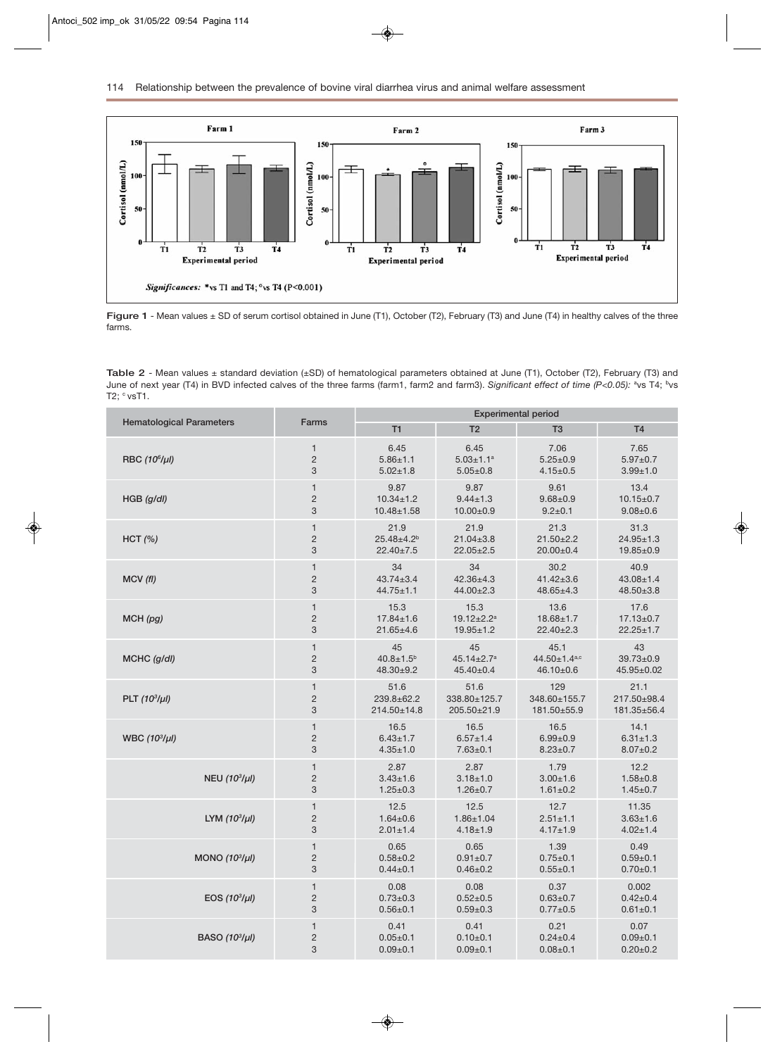Figure 1 - Mean values ± SD of serum cortisol obtained in June (T1), October (T2), February (T3) and June (T4) in healthy calves of the three farms.

Table 2 - Mean values ± standard deviation (±SD) of hematological parameters obtained at June (T1), October (T2), February (T3) and June of next year (T4) in BVD infected calves of the three farms (farm1, farm2 and farm3). *Significant effect of time (P<0.05):* [a]vs T4; [b]vs T2; [c] vsT1.

| Hematological Parameters | Farms | Experimental period | | | |
|---|---|---|---|---|---|
| | | T1 | T2 | T3 | T4 |
| RBC ($10^6/\mu l$) | 1 | 6.45 | 6.45 | 7.06 | 7.65 |
| | 2 | 5.86±1.1 | 5.03±1.1[a] | 5.25±0.9 | 5.97±0.7 |
| | 3 | 5.02±1.8 | 5.05±0.8 | 4.15±0.5 | 3.99±1.0 |
| HGB (g/dl) | 1 | 9.87 | 9.87 | 9.61 | 13.4 |
| | 2 | 10.34±1.2 | 9.44±1.3 | 9.68±0.9 | 10.15±0.7 |
| | 3 | 10.48±1.58 | 10.00±0.9 | 9.2±0.1 | 9.08±0.6 |
| HCT (%) | 1 | 21.9 | 21.9 | 21.3 | 31.3 |
| | 2 | 25.48±4.2[b] | 21.04±3.8 | 21.50±2.2 | 24.95±1.3 |
| | 3 | 22.40±7.5 | 22.05±2.5 | 20.00±0.4 | 19.85±0.9 |
| MCV (fl) | 1 | 34 | 34 | 30.2 | 40.9 |
| | 2 | 43.74±3.4 | 42.36±4.3 | 41.42±3.6 | 43.08±1.4 |
| | 3 | 44.75±1.1 | 44.00±2.3 | 48.65±4.3 | 48.50±3.8 |
| MCH (pg) | 1 | 15.3 | 15.3 | 13.6 | 17.6 |
| | 2 | 17.84±1.6 | 19.12±2.2[a] | 18.68±1.7 | 17.13±0.7 |
| | 3 | 21.65±4.6 | 19.95±1.2 | 22.40±2.3 | 22.25±1.7 |
| MCHC (g/dl) | 1 | 45 | 45 | 45.1 | 43 |
| | 2 | 40.8±1.5[b] | 45.14±2.7[a] | 44.50±1.4[a,c] | 39.73±0.9 |
| | 3 | 48.30±9.2 | 45.40±0.4 | 46.10±0.6 | 45.95±0.02 |
| PLT ($10^3/\mu l$) | 1 | 51.6 | 51.6 | 129 | 21.1 |
| | 2 | 239.8±62.2 | 338.80±125.7 | 348.60±155.7 | 217.50±98.4 |
| | 3 | 214.50±14.8 | 205.50±21.9 | 181.50±55.9 | 181.35±56.4 |
| WBC ($10^3/\mu l$) | 1 | 16.5 | 16.5 | 16.5 | 14.1 |
| | 2 | 6.43±1.7 | 6.57±1.4 | 6.99±0.9 | 6.31±1.3 |
| | 3 | 4.35±1.0 | 7.63±0.1 | 8.23±0.7 | 8.07±0.2 |
| NEU ($10^3/\mu l$) | 1 | 2.87 | 2.87 | 1.79 | 12.2 |
| | 2 | 3.43±1.6 | 3.18±1.0 | 3.00±1.6 | 1.58±0.8 |
| | 3 | 1.25±0.3 | 1.26±0.7 | 1.61±0.2 | 1.45±0.7 |
| LYM ($10^3/\mu l$) | 1 | 12.5 | 12.5 | 12.7 | 11.35 |
| | 2 | 1.64±0.6 | 1.86±1.04 | 2.51±1.1 | 3.63±1.6 |
| | 3 | 2.01±1.4 | 4.18±1.9 | 4.17±1.9 | 4.02±1.4 |
| MONO ($10^3/\mu l$) | 1 | 0.65 | 0.65 | 1.39 | 0.49 |
| | 2 | 0.58±0.2 | 0.91±0.7 | 0.75±0.1 | 0.59±0.1 |
| | 3 | 0.44±0.1 | 0.46±0.2 | 0.55±0.1 | 0.70±0.1 |
| EOS ($10^3/\mu l$) | 1 | 0.08 | 0.08 | 0.37 | 0.002 |
| | 2 | 0.73±0.3 | 0.52±0.5 | 0.63±0.7 | 0.42±0.4 |
| | 3 | 0.56±0.1 | 0.59±0.3 | 0.77±0.5 | 0.61±0.1 |
| BASO ($10^3/\mu l$) | 1 | 0.41 | 0.41 | 0.21 | 0.07 |
| | 2 | 0.05±0.1 | 0.10±0.1 | 0.24±0.4 | 0.09±0.1 |
| | 3 | 0.09±0.1 | 0.09±0.1 | 0.08±0.1 | 0.20±0.2 |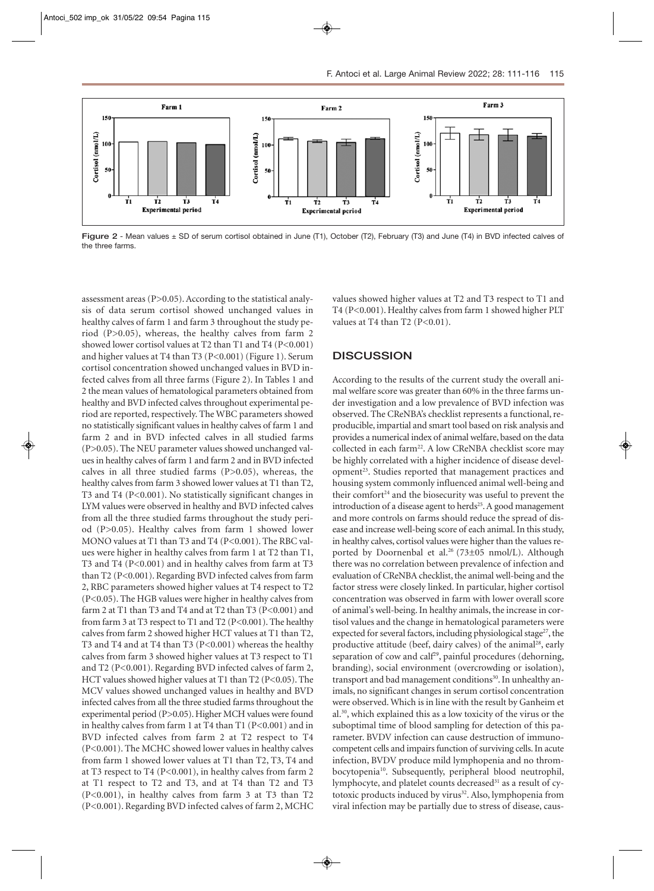**Figure 2** - Mean values ± SD of serum cortisol obtained in June (T1), October (T2), February (T3) and June (T4) in BVD infected calves of the three farms.

assessment areas (P>0.05). According to the statistical analysis of data serum cortisol showed unchanged values in healthy calves of farm 1 and farm 3 throughout the study period (P>0.05), whereas, the healthy calves from farm 2 showed lower cortisol values at T2 than T1 and T4 (P<0.001) and higher values at T4 than T3 (P<0.001) (Figure 1). Serum cortisol concentration showed unchanged values in BVD infected calves from all three farms (Figure 2). In Tables 1 and 2 the mean values of hematological parameters obtained from healthy and BVD infected calves throughout experimental period are reported, respectively. The WBC parameters showed no statistically significant values in healthy calves of farm 1 and farm 2 and in BVD infected calves in all studied farms (P>0.05). The NEU parameter values showed unchanged values in healthy calves of farm 1 and farm 2 and in BVD infected calves in all three studied farms (P>0.05), whereas, the healthy calves from farm 3 showed lower values at T1 than T2, T3 and T4 (P<0.001). No statistically significant changes in LYM values were observed in healthy and BVD infected calves from all the three studied farms throughout the study period (P>0.05). Healthy calves from farm 1 showed lower MONO values at T1 than T3 and T4 (P<0.001). The RBC values were higher in healthy calves from farm 1 at T2 than T1, T3 and T4 (P<0.001) and in healthy calves from farm at T3 than T2 (P<0.001). Regarding BVD infected calves from farm 2, RBC parameters showed higher values at T4 respect to T2 (P<0.05). The HGB values were higher in healthy calves from farm 2 at T1 than T3 and T4 and at T2 than T3 (P<0.001) and from farm 3 at T3 respect to T1 and T2 (P<0.001). The healthy calves from farm 2 showed higher HCT values at T1 than T2, T3 and T4 and at T4 than T3 (P<0.001) whereas the healthy calves from farm 3 showed higher values at T3 respect to T1 and T2 (P<0.001). Regarding BVD infected calves of farm 2, HCT values showed higher values at T1 than T2 (P<0.05). The MCV values showed unchanged values in healthy and BVD infected calves from all the three studied farms throughout the experimental period (P>0.05). Higher MCH values were found in healthy calves from farm 1 at T4 than T1 (P<0.001) and in BVD infected calves from farm 2 at T2 respect to T4 (P<0.001). The MCHC showed lower values in healthy calves from farm 1 showed lower values at T1 than T2, T3, T4 and at T3 respect to T4 (P<0.001), in healthy calves from farm 2 at T1 respect to T2 and T3, and at T4 than T2 and T3 (P<0.001), in healthy calves from farm 3 at T3 than T2 (P<0.001). Regarding BVD infected calves of farm 2, MCHC values showed higher values at T2 and T3 respect to T1 and T4 (P<0.001). Healthy calves from farm 1 showed higher PLT values at T4 than T2 (P<0.01).

## DISCUSSION

According to the results of the current study the overall animal welfare score was greater than 60% in the three farms under investigation and a low prevalence of BVD infection was observed. The CReNBA's checklist represents a functional, reproducible, impartial and smart tool based on risk analysis and provides a numerical index of animal welfare, based on the data collected in each farm[22]. A low CReNBA checklist score may be highly correlated with a higher incidence of disease development[23]. Studies reported that management practices and housing system commonly influenced animal well-being and their comfort[24] and the biosecurity was useful to prevent the introduction of a disease agent to herds[25]. A good management and more controls on farms should reduce the spread of disease and increase well-being score of each animal. In this study, in healthy calves, cortisol values were higher than the values reported by Doornenbal et al.[26] (73±05 nmol/L). Although there was no correlation between prevalence of infection and evaluation of CReNBA checklist, the animal well-being and the factor stress were closely linked. In particular, higher cortisol concentration was observed in farm with lower overall score of animal's well-being. In healthy animals, the increase in cortisol values and the change in hematological parameters were expected for several factors, including physiological stage[27], the productive attitude (beef, dairy calves) of the animal[28], early separation of cow and calf[29], painful procedures (dehorning, branding), social environment (overcrowding or isolation), transport and bad management conditions[30]. In unhealthy animals, no significant changes in serum cortisol concentration were observed. Which is in line with the result by Ganheim et al.[30], which explained this as a low toxicity of the virus or the suboptimal time of blood sampling for detection of this parameter. BVDV infection can cause destruction of immunocompetent cells and impairs function of surviving cells. In acute infection, BVDV produce mild lymphopenia and no thrombocytopenia[10]. Subsequently, peripheral blood neutrophil, lymphocyte, and platelet counts decreased[31] as a result of cytotoxic products induced by virus[32]. Also, lymphopenia from viral infection may be partially due to stress of disease, caus-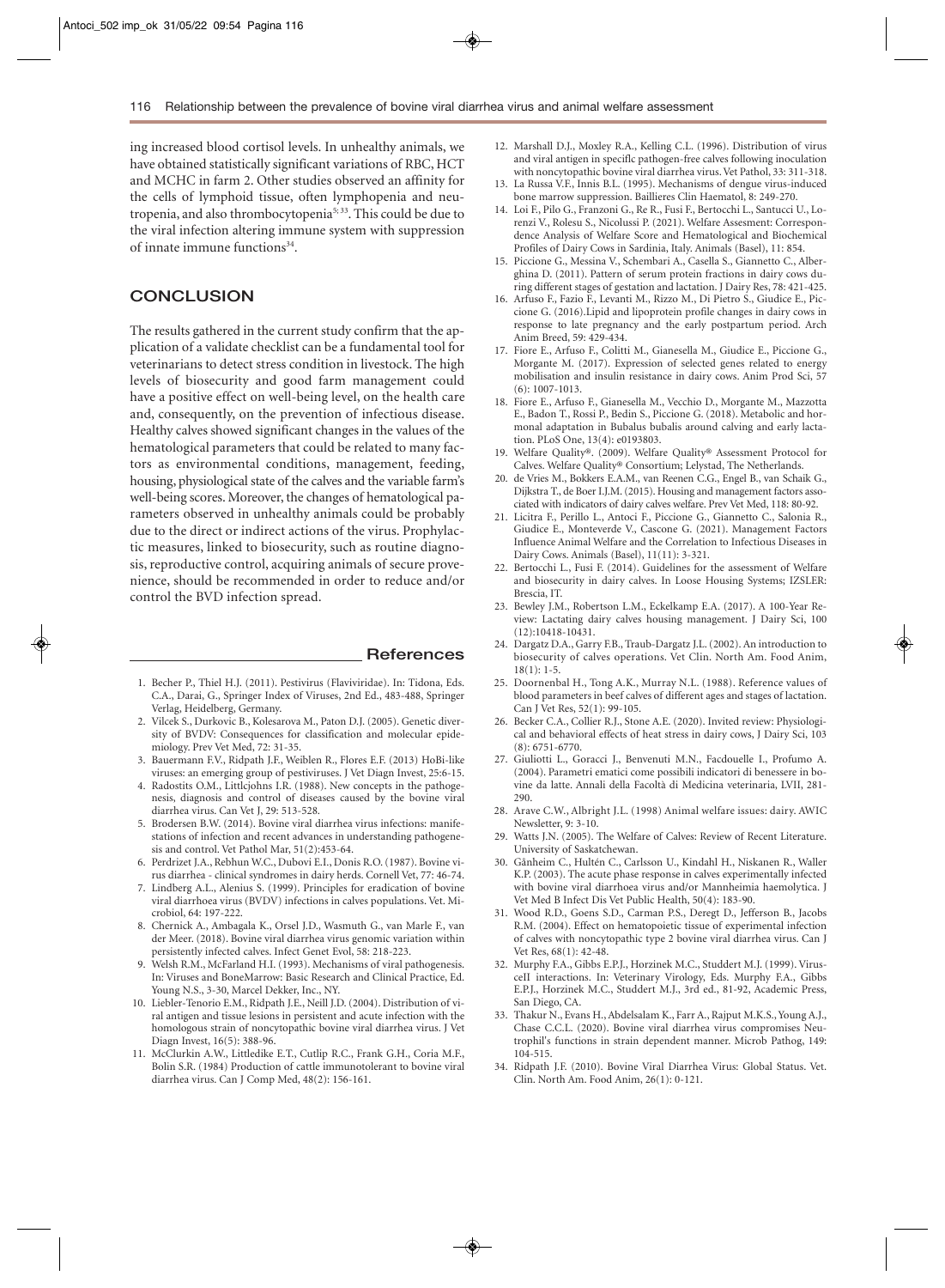ing increased blood cortisol levels. In unhealthy animals, we have obtained statistically significant variations of RBC, HCT and MCHC in farm 2. Other studies observed an affinity for the cells of lymphoid tissue, often lymphopenia and neutropenia, and also thrombocytopenia[5; 33]. This could be due to the viral infection altering immune system with suppression of innate immune functions[34].

## CONCLUSION

The results gathered in the current study confirm that the application of a validate checklist can be a fundamental tool for veterinarians to detect stress condition in livestock. The high levels of biosecurity and good farm management could have a positive effect on well-being level, on the health care and, consequently, on the prevention of infectious disease. Healthy calves showed significant changes in the values of the hematological parameters that could be related to many factors as environmental conditions, management, feeding, housing, physiological state of the calves and the variable farm's well-being scores. Moreover, the changes of hematological parameters observed in unhealthy animals could be probably due to the direct or indirect actions of the virus. Prophylactic measures, linked to biosecurity, such as routine diagnosis, reproductive control, acquiring animals of secure provenience, should be recommended in order to reduce and/or control the BVD infection spread.

## References

1. Becher P., Thiel H.J. (2011). Pestivirus (Flaviviridae). In: Tidona, Eds. C.A., Darai, G., Springer Index of Viruses, 2nd Ed., 483-488, Springer Verlag, Heidelberg, Germany.
2. Vilcek S., Durkovic B., Kolesarova M., Paton D.J. (2005). Genetic diversity of BVDV: Consequences for classification and molecular epidemiology. Prev Vet Med, 72: 31-35.
3. Bauermann F.V., Ridpath J.F., Weiblen R., Flores E.F. (2013) HoBi-like viruses: an emerging group of pestiviruses. J Vet Diagn Invest, 25:6-15.
4. Radostits O.M., Littlcjohns I.R. (1988). New concepts in the pathogenesis, diagnosis and control of diseases caused by the bovine viral diarrhea virus. Can Vet J, 29: 513-528.
5. Brodersen B.W. (2014). Bovine viral diarrhea virus infections: manifestations of infection and recent advances in understanding pathogenesis and control. Vet Pathol Mar, 51(2):453-64.
6. Perdrizet J.A., Rebhun W.C., Dubovi E.I., Donis R.O. (1987). Bovine virus diarrhea - clinical syndromes in dairy herds. Cornell Vet, 77: 46-74.
7. Lindberg A.L., Alenius S. (1999). Principles for eradication of bovine viral diarrhoea virus (BVDV) infections in calves populations. Vet. Microbiol, 64: 197-222.
8. Chernick A., Ambagala K., Orsel J.D., Wasmuth G., van Marle F., van der Meer. (2018). Bovine viral diarrhea virus genomic variation within persistently infected calves. Infect Genet Evol, 58: 218-223.
9. Welsh R.M., McFarland H.I. (1993). Mechanisms of viral pathogenesis. In: Viruses and BoneMarrow: Basic Research and Clinical Practice, Ed. Young N.S., 3-30, Marcel Dekker, Inc., NY.
10. Liebler-Tenorio E.M., Ridpath J.E., Neill J.D. (2004). Distribution of viral antigen and tissue lesions in persistent and acute infection with the homologous strain of noncytopathic bovine viral diarrhea virus. J Vet Diagn Invest, 16(5): 388-96.
11. McClurkin A.W., Littledike E.T., Cutlip R.C., Frank G.H., Coria M.F., Bolin S.R. (1984) Production of cattle immunotolerant to bovine viral diarrhea virus. Can J Comp Med, 48(2): 156-161.
12. Marshall D.J., Moxley R.A., Kelling C.L. (1996). Distribution of virus and viral antigen in specifIc pathogen-free calves following inoculation with noncytopathic bovine viral diarrhea virus. Vet Pathol, 33: 311-318.
13. La Russa V.F., Innis B.L. (1995). Mechanisms of dengue virus-induced bone marrow suppression. Baillieres Clin Haematol, 8: 249-270.
14. Loi F., Pilo G., Franzoni G., Re R., Fusi F., Bertocchi L., Santucci U., Lorenzi V., Rolesu S., Nicolussi P. (2021). Welfare Assesment: Correspondence Analysis of Welfare Score and Hematological and Biochemical Profiles of Dairy Cows in Sardinia, Italy. Animals (Basel), 11: 854.
15. Piccione G., Messina V., Schembari A., Casella S., Giannetto C., Alberghina D. (2011). Pattern of serum protein fractions in dairy cows during different stages of gestation and lactation. J Dairy Res, 78: 421-425.
16. Arfuso F., Fazio F., Levanti M., Rizzo M., Di Pietro S., Giudice E., Piccione G. (2016).Lipid and lipoprotein profile changes in dairy cows in response to late pregnancy and the early postpartum period. Arch Anim Breed, 59: 429-434.
17. Fiore E., Arfuso F., Colitti M., Gianesella M., Giudice E., Piccione G., Morgante M. (2017). Expression of selected genes related to energy mobilisation and insulin resistance in dairy cows. Anim Prod Sci, 57 (6): 1007-1013.
18. Fiore E., Arfuso F., Gianesella M., Vecchio D., Morgante M., Mazzotta E., Badon T., Rossi P., Bedin S., Piccione G. (2018). Metabolic and hormonal adaptation in Bubalus bubalis around calving and early lactation. PLoS One, 13(4): e0193803.
19. Welfare Quality®. (2009). Welfare Quality® Assessment Protocol for Calves. Welfare Quality® Consortium; Lelystad, The Netherlands.
20. de Vries M., Bokkers E.A.M., van Reenen C.G., Engel B., van Schaik G., Dijkstra T., de Boer I.J.M. (2015). Housing and management factors associated with indicators of dairy calves welfare. Prev Vet Med, 118: 80-92.
21. Licitra F., Perillo L., Antoci F., Piccione G., Giannetto C., Salonia R., Giudice E., Monteverde V., Cascone G. (2021). Management Factors Influence Animal Welfare and the Correlation to Infectious Diseases in Dairy Cows. Animals (Basel), 11(11): 3-321.
22. Bertocchi L., Fusi F. (2014). Guidelines for the assessment of Welfare and biosecurity in dairy calves. In Loose Housing Systems; IZSLER: Brescia, IT.
23. Bewley J.M., Robertson L.M., Eckelkamp E.A. (2017). A 100-Year Review: Lactating dairy calves housing management. J Dairy Sci, 100 (12):10418-10431.
24. Dargatz D.A., Garry F.B., Traub-Dargatz J.L. (2002). An introduction to biosecurity of calves operations. Vet Clin. North Am. Food Anim, 18(1): 1-5.
25. Doornenbal H., Tong A.K., Murray N.L. (1988). Reference values of blood parameters in beef calves of different ages and stages of lactation. Can J Vet Res, 52(1): 99-105.
26. Becker C.A., Collier R.J., Stone A.E. (2020). Invited review: Physiological and behavioral effects of heat stress in dairy cows, J Dairy Sci, 103 (8): 6751-6770.
27. Giuliotti L., Goracci J., Benvenuti M.N., Facdouelle I., Profumo A. (2004). Parametri ematici come possibili indicatori di benessere in bovine da latte. Annali della Facoltà di Medicina veterinaria, LVII, 281-290.
28. Arave C.W., Albright J.L. (1998) Animal welfare issues: dairy. AWIC Newsletter, 9: 3-10.
29. Watts J.N. (2005). The Welfare of Calves: Review of Recent Literature. University of Saskatchewan.
30. Gånheim C., Hultén C., Carlsson U., Kindahl H., Niskanen R., Waller K.P. (2003). The acute phase response in calves experimentally infected with bovine viral diarrhoea virus and/or Mannheimia haemolytica. J Vet Med B Infect Dis Vet Public Health, 50(4): 183-90.
31. Wood R.D., Goens S.D., Carman P.S., Deregt D., Jefferson B., Jacobs R.M. (2004). Effect on hematopoietic tissue of experimental infection of calves with noncytopathic type 2 bovine viral diarrhea virus. Can J Vet Res, 68(1): 42-48.
32. Murphy F.A., Gibbs E.P.J., Horzinek M.C., Studdert M.J. (1999). Virus-ceII interactions. In: Veterinary Virology, Eds. Murphy F.A., Gibbs E.P.J., Horzinek M.C., Studdert M.J., 3rd ed., 81-92, Academic Press, San Diego, CA.
33. Thakur N., Evans H., Abdelsalam K., Farr A., Rajput M.K.S., Young A.J., Chase C.C.L. (2020). Bovine viral diarrhea virus compromises Neutrophil's functions in strain dependent manner. Microb Pathog, 149: 104-515.
34. Ridpath J.F. (2010). Bovine Viral Diarrhea Virus: Global Status. Vet. Clin. North Am. Food Anim, 26(1): 0-121.